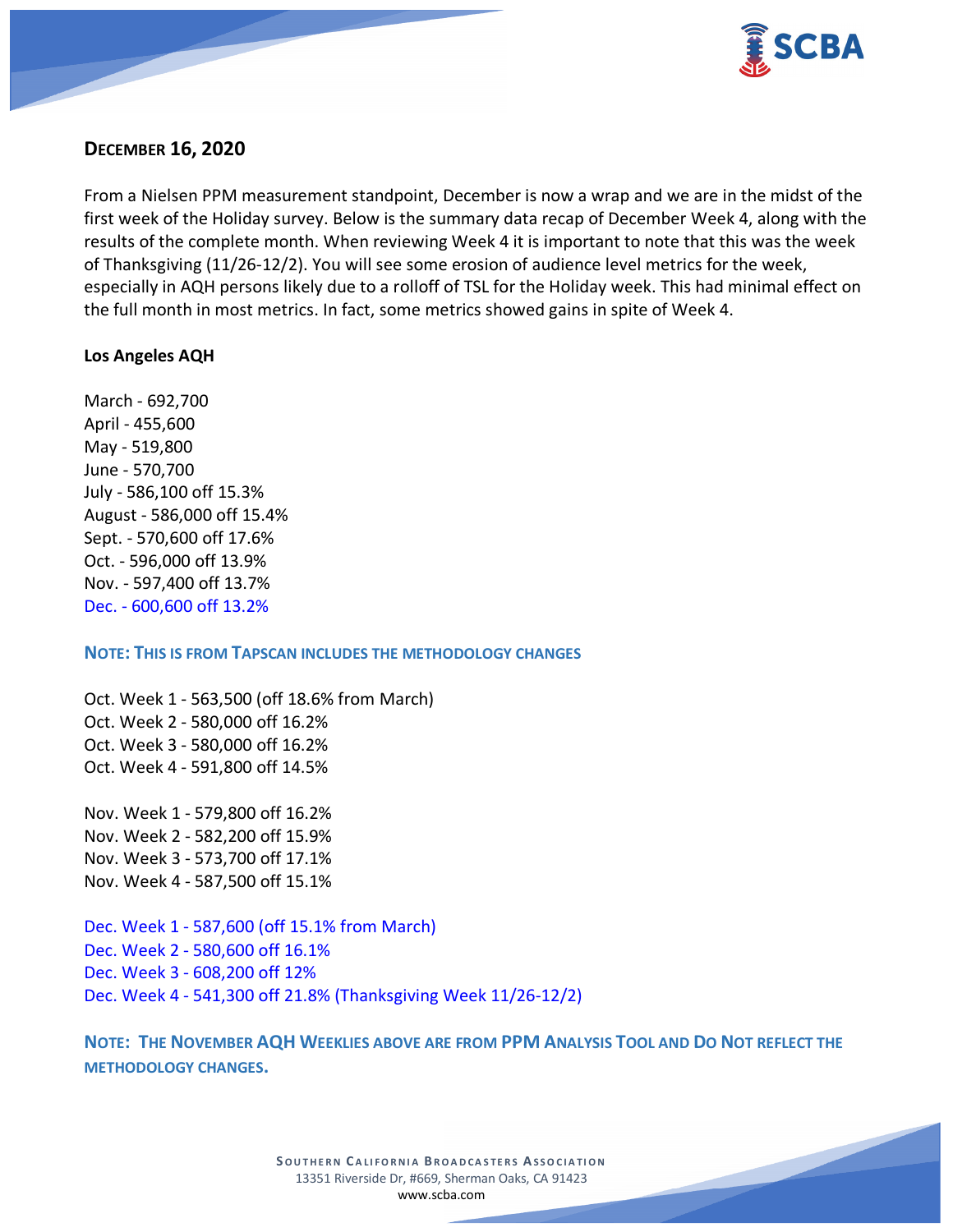## DECEMBER 16, 2020

From a Nielsen PPM measurement standpoint, December is now a wrap and we are in the midst of the first week of the Holiday survey. Below is the summary data recap of December Week 4, along with the results of the complete month. When reviewing Week 4 it is important to note that this was the week of Thanksgiving (11/26-12/2). You will see some erosion of audience level metrics for the week, especially in AQH persons likely due to a rolloff of TSL for the Holiday week. This had minimal effect on the full month in most metrics. In fact, some metrics showed gains in spite of Week 4.

**Los Angeles AQH**

March - 692,700
April - 455,600
May - 519,800
June - 570,700
July - 586,100 off 15.3%
August - 586,000 off 15.4%
Sept. - 570,600 off 17.6%
Oct. - 596,000 off 13.9%
Nov. - 597,400 off 13.7%
Dec. - 600,600 off 13.2%

**NOTE: THIS IS FROM TAPSCAN INCLUDES THE METHODOLOGY CHANGES**

Oct. Week 1 - 563,500 (off 18.6% from March)
Oct. Week 2 - 580,000 off 16.2%
Oct. Week 3 - 580,000 off 16.2%
Oct. Week 4 - 591,800 off 14.5%

Nov. Week 1 - 579,800 off 16.2%
Nov. Week 2 - 582,200 off 15.9%
Nov. Week 3 - 573,700 off 17.1%
Nov. Week 4 - 587,500 off 15.1%

Dec. Week 1 - 587,600 (off 15.1% from March)
Dec. Week 2 - 580,600 off 16.1%
Dec. Week 3 - 608,200 off 12%
Dec. Week 4 - 541,300 off 21.8% (Thanksgiving Week 11/26-12/2)

**NOTE: THE NOVEMBER AQH WEEKLIES ABOVE ARE FROM PPM ANALYSIS TOOL AND DO NOT REFLECT THE METHODOLOGY CHANGES.**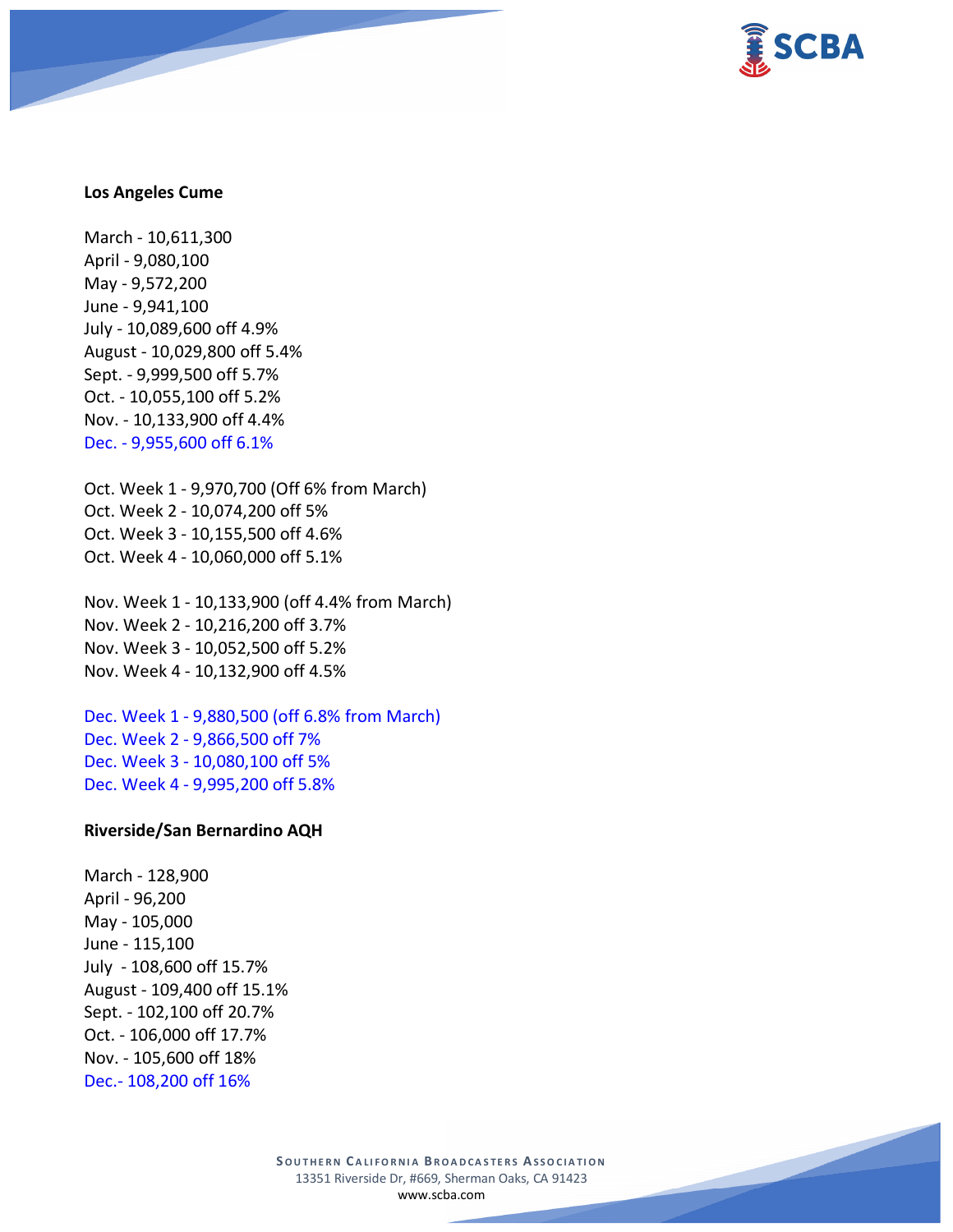**Los Angeles Cume**

March - 10,611,300
April - 9,080,100
May - 9,572,200
June - 9,941,100
July - 10,089,600 off 4.9%
August - 10,029,800 off 5.4%
Sept. - 9,999,500 off 5.7%
Oct. - 10,055,100 off 5.2%
Nov. - 10,133,900 off 4.4%
Dec. - 9,955,600 off 6.1%

Oct. Week 1 - 9,970,700 (Off 6% from March)
Oct. Week 2 - 10,074,200 off 5%
Oct. Week 3 - 10,155,500 off 4.6%
Oct. Week 4 - 10,060,000 off 5.1%

Nov. Week 1 - 10,133,900 (off 4.4% from March)
Nov. Week 2 - 10,216,200 off 3.7%
Nov. Week 3 - 10,052,500 off 5.2%
Nov. Week 4 - 10,132,900 off 4.5%

Dec. Week 1 - 9,880,500 (off 6.8% from March)
Dec. Week 2 - 9,866,500 off 7%
Dec. Week 3 - 10,080,100 off 5%
Dec. Week 4 - 9,995,200 off 5.8%

**Riverside/San Bernardino AQH**

March - 128,900
April - 96,200
May - 105,000
June - 115,100
July - 108,600 off 15.7%
August - 109,400 off 15.1%
Sept. - 102,100 off 20.7%
Oct. - 106,000 off 17.7%
Nov. - 105,600 off 18%
Dec.- 108,200 off 16%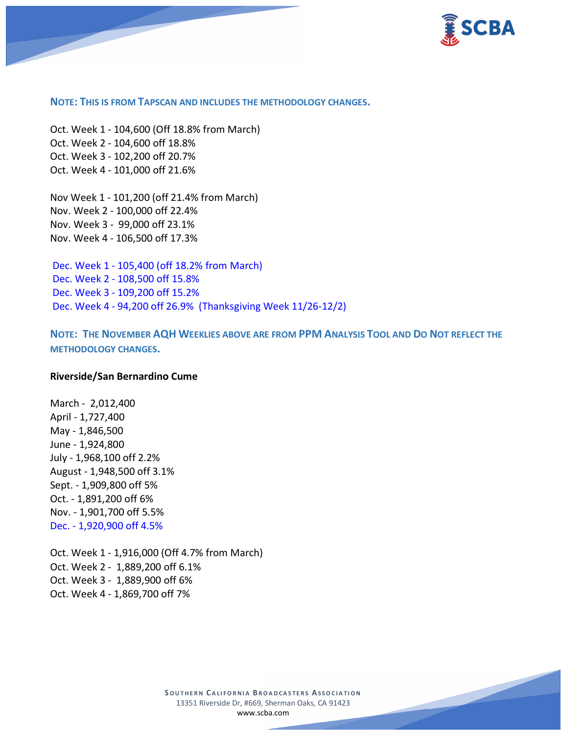**NOTE: THIS IS FROM TAPSCAN AND INCLUDES THE METHODOLOGY CHANGES.**

Oct. Week 1 - 104,600 (Off 18.8% from March)
Oct. Week 2 - 104,600 off 18.8%
Oct. Week 3 - 102,200 off 20.7%
Oct. Week 4 - 101,000 off 21.6%

Nov Week 1 - 101,200 (off 21.4% from March)
Nov. Week 2 - 100,000 off 22.4%
Nov. Week 3 - 99,000 off 23.1%
Nov. Week 4 - 106,500 off 17.3%

Dec. Week 1 - 105,400 (off 18.2% from March)
Dec. Week 2 - 108,500 off 15.8%
Dec. Week 3 - 109,200 off 15.2%
Dec. Week 4 - 94,200 off 26.9% (Thanksgiving Week 11/26-12/2)

**NOTE: THE NOVEMBER AQH WEEKLIES ABOVE ARE FROM PPM ANALYSIS TOOL AND DO NOT REFLECT THE METHODOLOGY CHANGES.**

**Riverside/San Bernardino Cume**

March - 2,012,400
April - 1,727,400
May - 1,846,500
June - 1,924,800
July - 1,968,100 off 2.2%
August - 1,948,500 off 3.1%
Sept. - 1,909,800 off 5%
Oct. - 1,891,200 off 6%
Nov. - 1,901,700 off 5.5%
Dec. - 1,920,900 off 4.5%

Oct. Week 1 - 1,916,000 (Off 4.7% from March)
Oct. Week 2 - 1,889,200 off 6.1%
Oct. Week 3 - 1,889,900 off 6%
Oct. Week 4 - 1,869,700 off 7%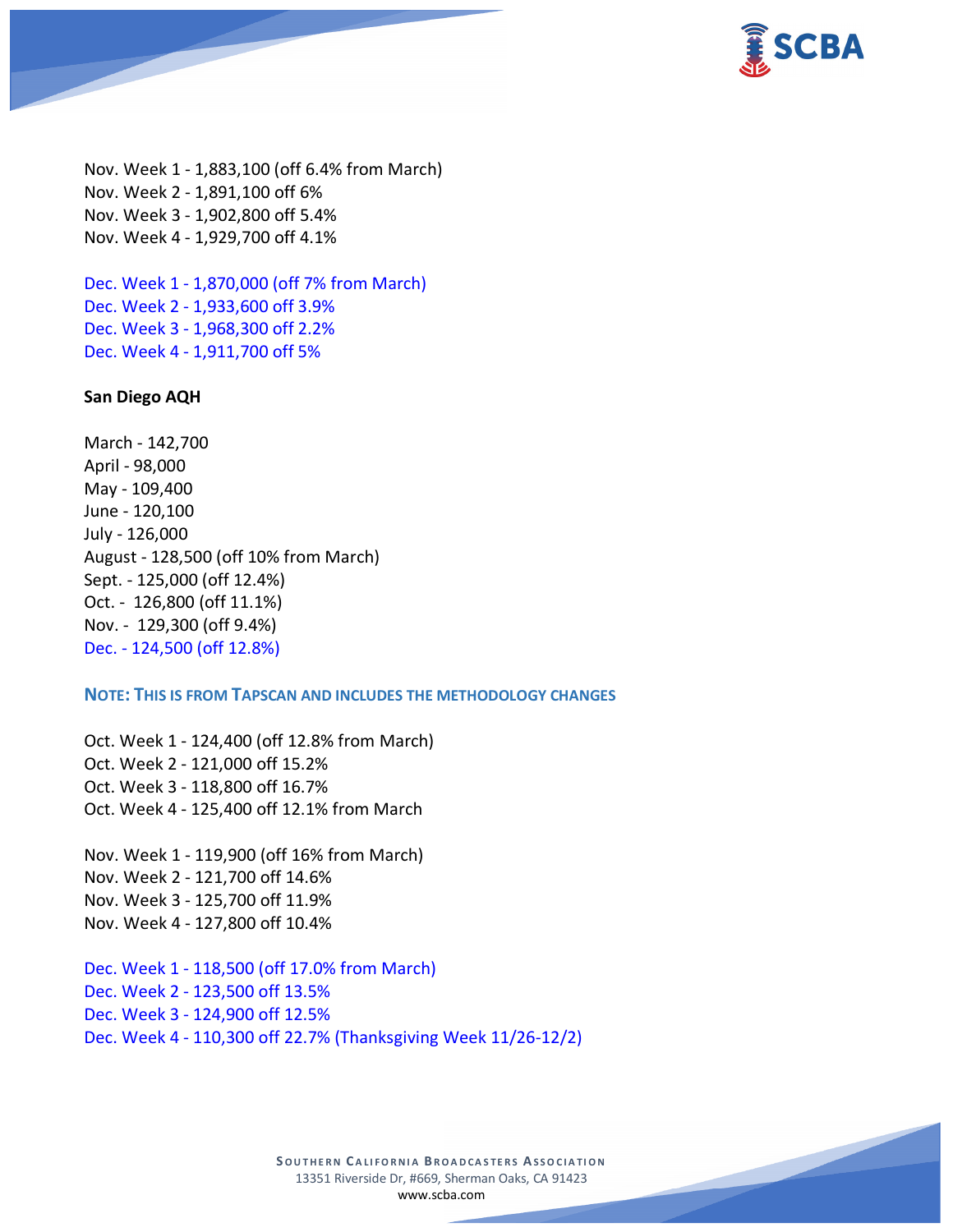Nov. Week 1 - 1,883,100 (off 6.4% from March)
Nov. Week 2 - 1,891,100 off 6%
Nov. Week 3 - 1,902,800 off 5.4%
Nov. Week 4 - 1,929,700 off 4.1%

Dec. Week 1 - 1,870,000 (off 7% from March)
Dec. Week 2 - 1,933,600 off 3.9%
Dec. Week 3 - 1,968,300 off 2.2%
Dec. Week 4 - 1,911,700 off 5%

**San Diego AQH**

March - 142,700
April - 98,000
May - 109,400
June - 120,100
July - 126,000
August - 128,500 (off 10% from March)
Sept. - 125,000 (off 12.4%)
Oct. - 126,800 (off 11.1%)
Nov. - 129,300 (off 9.4%)
Dec. - 124,500 (off 12.8%)

**NOTE: THIS IS FROM TAPSCAN AND INCLUDES THE METHODOLOGY CHANGES**

Oct. Week 1 - 124,400 (off 12.8% from March)
Oct. Week 2 - 121,000 off 15.2%
Oct. Week 3 - 118,800 off 16.7%
Oct. Week 4 - 125,400 off 12.1% from March

Nov. Week 1 - 119,900 (off 16% from March)
Nov. Week 2 - 121,700 off 14.6%
Nov. Week 3 - 125,700 off 11.9%
Nov. Week 4 - 127,800 off 10.4%

Dec. Week 1 - 118,500 (off 17.0% from March)
Dec. Week 2 - 123,500 off 13.5%
Dec. Week 3 - 124,900 off 12.5%
Dec. Week 4 - 110,300 off 22.7% (Thanksgiving Week 11/26-12/2)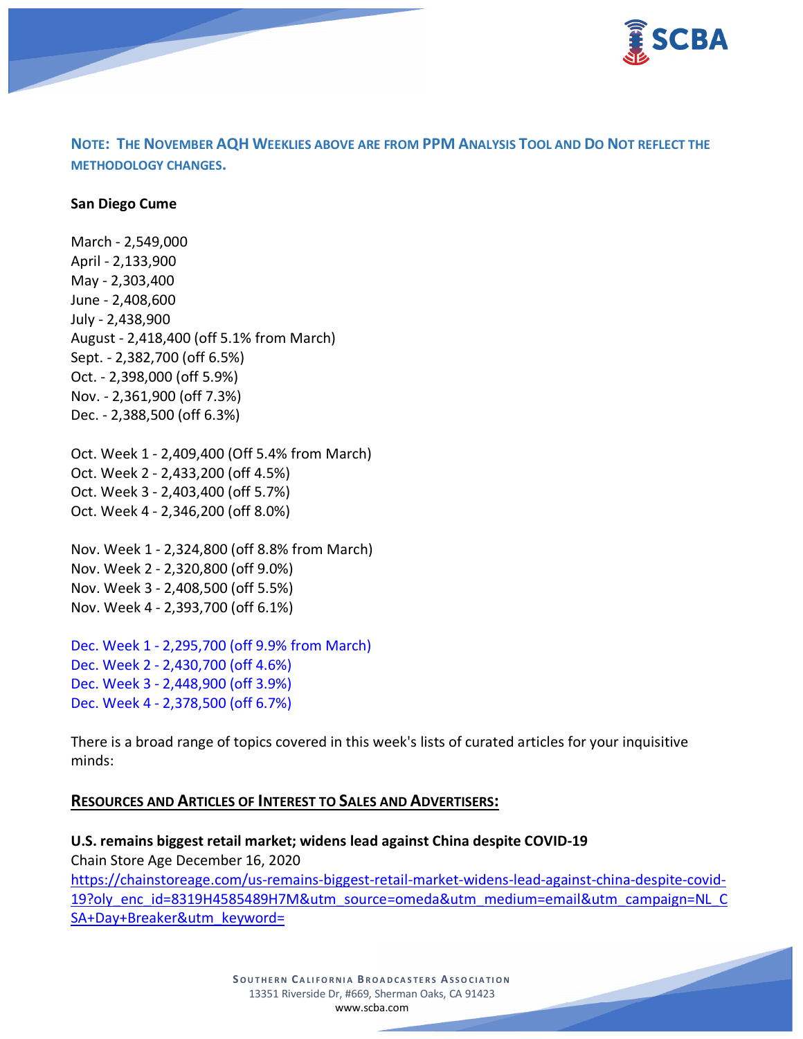**NOTE: THE NOVEMBER AQH WEEKLIES ABOVE ARE FROM PPM ANALYSIS TOOL AND DO NOT REFLECT THE METHODOLOGY CHANGES.**

**San Diego Cume**

March - 2,549,000
April - 2,133,900
May - 2,303,400
June - 2,408,600
July - 2,438,900
August - 2,418,400 (off 5.1% from March)
Sept. - 2,382,700 (off 6.5%)
Oct. - 2,398,000 (off 5.9%)
Nov. - 2,361,900 (off 7.3%)
Dec. - 2,388,500 (off 6.3%)

Oct. Week 1 - 2,409,400 (Off 5.4% from March)
Oct. Week 2 - 2,433,200 (off 4.5%)
Oct. Week 3 - 2,403,400 (off 5.7%)
Oct. Week 4 - 2,346,200 (off 8.0%)

Nov. Week 1 - 2,324,800 (off 8.8% from March)
Nov. Week 2 - 2,320,800 (off 9.0%)
Nov. Week 3 - 2,408,500 (off 5.5%)
Nov. Week 4 - 2,393,700 (off 6.1%)

Dec. Week 1 - 2,295,700 (off 9.9% from March)
Dec. Week 2 - 2,430,700 (off 4.6%)
Dec. Week 3 - 2,448,900 (off 3.9%)
Dec. Week 4 - 2,378,500 (off 6.7%)

There is a broad range of topics covered in this week's lists of curated articles for your inquisitive minds:

## RESOURCES AND ARTICLES OF INTEREST TO SALES AND ADVERTISERS:

**U.S. remains biggest retail market; widens lead against China despite COVID-19**
Chain Store Age December 16, 2020
https://chainstoreage.com/us-remains-biggest-retail-market-widens-lead-against-china-despite-covid-19?oly_enc_id=8319H4585489H7M&utm_source=omeda&utm_medium=email&utm_campaign=NL_CSA+Day+Breaker&utm_keyword=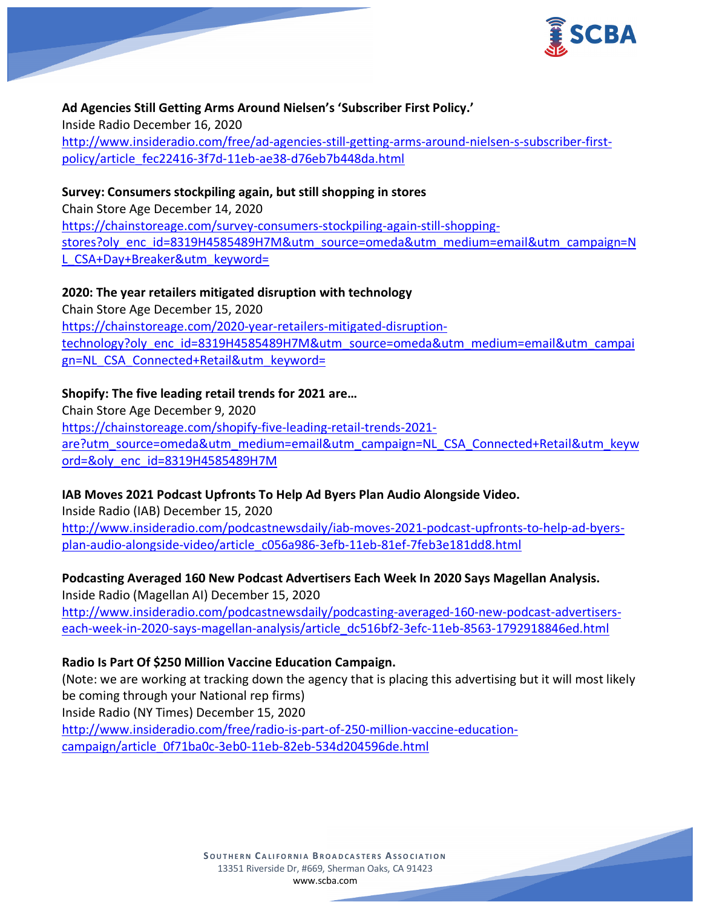**Ad Agencies Still Getting Arms Around Nielsen's 'Subscriber First Policy.'**
Inside Radio December 16, 2020
http://www.insideradio.com/free/ad-agencies-still-getting-arms-around-nielsen-s-subscriber-first-policy/article_fec22416-3f7d-11eb-ae38-d76eb7b448da.html

**Survey: Consumers stockpiling again, but still shopping in stores**
Chain Store Age December 14, 2020
https://chainstoreage.com/survey-consumers-stockpiling-again-still-shopping-stores?oly_enc_id=8319H4585489H7M&utm_source=omeda&utm_medium=email&utm_campaign=NL_CSA+Day+Breaker&utm_keyword=

**2020: The year retailers mitigated disruption with technology**
Chain Store Age December 15, 2020
https://chainstoreage.com/2020-year-retailers-mitigated-disruption-technology?oly_enc_id=8319H4585489H7M&utm_source=omeda&utm_medium=email&utm_campaign=NL_CSA_Connected+Retail&utm_keyword=

**Shopify: The five leading retail trends for 2021 are…**
Chain Store Age December 9, 2020
https://chainstoreage.com/shopify-five-leading-retail-trends-2021-are?utm_source=omeda&utm_medium=email&utm_campaign=NL_CSA_Connected+Retail&utm_keyword=&oly_enc_id=8319H4585489H7M

**IAB Moves 2021 Podcast Upfronts To Help Ad Byers Plan Audio Alongside Video.**
Inside Radio (IAB) December 15, 2020
http://www.insideradio.com/podcastnewsdaily/iab-moves-2021-podcast-upfronts-to-help-ad-byers-plan-audio-alongside-video/article_c056a986-3efb-11eb-81ef-7feb3e181dd8.html

**Podcasting Averaged 160 New Podcast Advertisers Each Week In 2020 Says Magellan Analysis.**
Inside Radio (Magellan AI) December 15, 2020
http://www.insideradio.com/podcastnewsdaily/podcasting-averaged-160-new-podcast-advertisers-each-week-in-2020-says-magellan-analysis/article_dc516bf2-3efc-11eb-8563-1792918846ed.html

**Radio Is Part Of $250 Million Vaccine Education Campaign.**
(Note: we are working at tracking down the agency that is placing this advertising but it will most likely be coming through your National rep firms)
Inside Radio (NY Times) December 15, 2020
http://www.insideradio.com/free/radio-is-part-of-250-million-vaccine-education-campaign/article_0f71ba0c-3eb0-11eb-82eb-534d204596de.html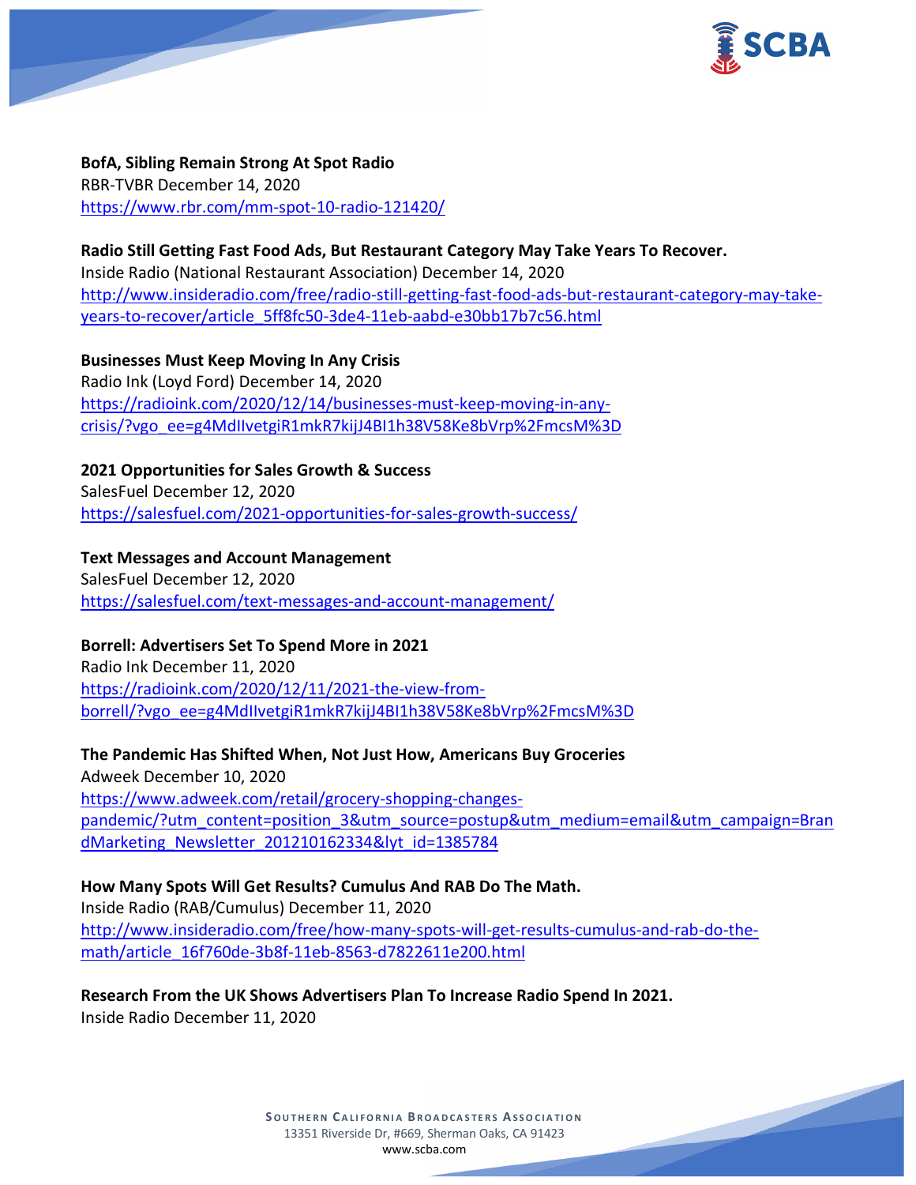**BofA, Sibling Remain Strong At Spot Radio**
RBR-TVBR December 14, 2020
https://www.rbr.com/mm-spot-10-radio-121420/

**Radio Still Getting Fast Food Ads, But Restaurant Category May Take Years To Recover.**
Inside Radio (National Restaurant Association) December 14, 2020
http://www.insideradio.com/free/radio-still-getting-fast-food-ads-but-restaurant-category-may-take-years-to-recover/article_5ff8fc50-3de4-11eb-aabd-e30bb17b7c56.html

**Businesses Must Keep Moving In Any Crisis**
Radio Ink (Loyd Ford) December 14, 2020
https://radioink.com/2020/12/14/businesses-must-keep-moving-in-any-crisis/?vgo_ee=g4MdIlvetgiR1mkR7kijJ4BI1h38V58Ke8bVrp%2FmcsM%3D

**2021 Opportunities for Sales Growth & Success**
SalesFuel December 12, 2020
https://salesfuel.com/2021-opportunities-for-sales-growth-success/

**Text Messages and Account Management**
SalesFuel December 12, 2020
https://salesfuel.com/text-messages-and-account-management/

**Borrell: Advertisers Set To Spend More in 2021**
Radio Ink December 11, 2020
https://radioink.com/2020/12/11/2021-the-view-from-borrell/?vgo_ee=g4MdIlvetgiR1mkR7kijJ4BI1h38V58Ke8bVrp%2FmcsM%3D

**The Pandemic Has Shifted When, Not Just How, Americans Buy Groceries**
Adweek December 10, 2020
https://www.adweek.com/retail/grocery-shopping-changes-pandemic/?utm_content=position_3&utm_source=postup&utm_medium=email&utm_campaign=BrandMarketing_Newsletter_201210162334&lyt_id=1385784

**How Many Spots Will Get Results? Cumulus And RAB Do The Math.**
Inside Radio (RAB/Cumulus) December 11, 2020
http://www.insideradio.com/free/how-many-spots-will-get-results-cumulus-and-rab-do-the-math/article_16f760de-3b8f-11eb-8563-d7822611e200.html

**Research From the UK Shows Advertisers Plan To Increase Radio Spend In 2021.**
Inside Radio December 11, 2020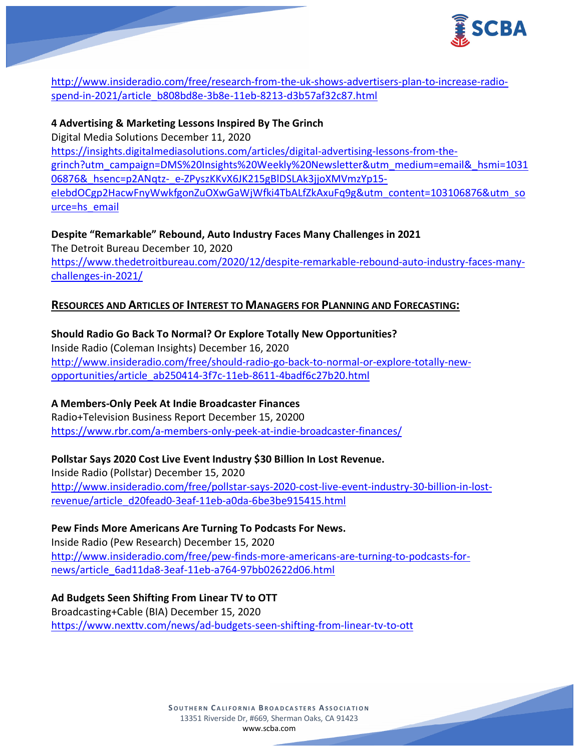http://www.insideradio.com/free/research-from-the-uk-shows-advertisers-plan-to-increase-radio-spend-in-2021/article_b808bd8e-3b8e-11eb-8213-d3b57af32c87.html

**4 Advertising & Marketing Lessons Inspired By The Grinch**
Digital Media Solutions December 11, 2020
https://insights.digitalmediasolutions.com/articles/digital-advertising-lessons-from-the-grinch?utm_campaign=DMS%20Insights%20Weekly%20Newsletter&utm_medium=email&_hsmi=103106876&_hsenc=p2ANqtz-_e-ZPyszKKvX6JK215gBlDSLAk3jjoXMVmzYp15-eIebdOCgp2HacwFnyWwkfgonZuOXwGaWjWfki4TbALfZkAxuFq9g&utm_content=103106876&utm_source=hs_email

**Despite "Remarkable" Rebound, Auto Industry Faces Many Challenges in 2021**
The Detroit Bureau December 10, 2020
https://www.thedetroitbureau.com/2020/12/despite-remarkable-rebound-auto-industry-faces-many-challenges-in-2021/

## RESOURCES AND ARTICLES OF INTEREST TO MANAGERS FOR PLANNING AND FORECASTING:

**Should Radio Go Back To Normal? Or Explore Totally New Opportunities?**
Inside Radio (Coleman Insights) December 16, 2020
http://www.insideradio.com/free/should-radio-go-back-to-normal-or-explore-totally-new-opportunities/article_ab250414-3f7c-11eb-8611-4badf6c27b20.html

**A Members-Only Peek At Indie Broadcaster Finances**
Radio+Television Business Report December 15, 20200
https://www.rbr.com/a-members-only-peek-at-indie-broadcaster-finances/

**Pollstar Says 2020 Cost Live Event Industry $30 Billion In Lost Revenue.**
Inside Radio (Pollstar) December 15, 2020
http://www.insideradio.com/free/pollstar-says-2020-cost-live-event-industry-30-billion-in-lost-revenue/article_d20fead0-3eaf-11eb-a0da-6be3be915415.html

**Pew Finds More Americans Are Turning To Podcasts For News.**
Inside Radio (Pew Research) December 15, 2020
http://www.insideradio.com/free/pew-finds-more-americans-are-turning-to-podcasts-for-news/article_6ad11da8-3eaf-11eb-a764-97bb02622d06.html

**Ad Budgets Seen Shifting From Linear TV to OTT**
Broadcasting+Cable (BIA) December 15, 2020
https://www.nexttv.com/news/ad-budgets-seen-shifting-from-linear-tv-to-ott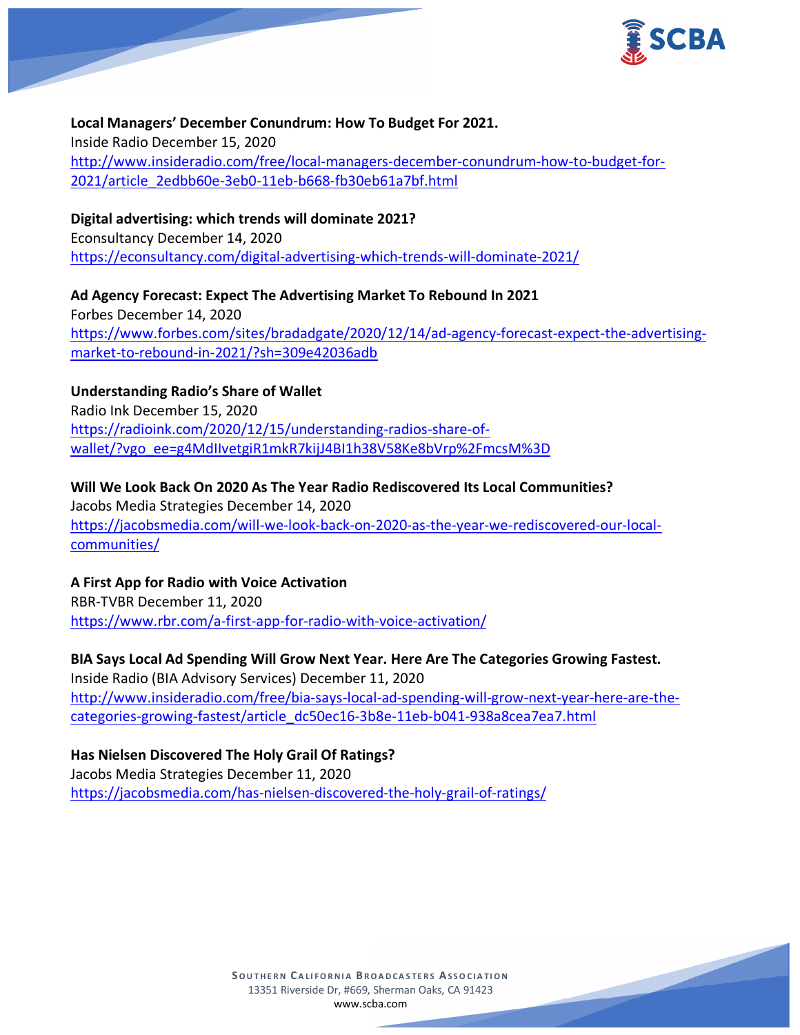**Local Managers' December Conundrum: How To Budget For 2021.**
Inside Radio December 15, 2020
http://www.insideradio.com/free/local-managers-december-conundrum-how-to-budget-for-2021/article_2edbb60e-3eb0-11eb-b668-fb30eb61a7bf.html

**Digital advertising: which trends will dominate 2021?**
Econsultancy December 14, 2020
https://econsultancy.com/digital-advertising-which-trends-will-dominate-2021/

**Ad Agency Forecast: Expect The Advertising Market To Rebound In 2021**
Forbes December 14, 2020
https://www.forbes.com/sites/bradadgate/2020/12/14/ad-agency-forecast-expect-the-advertising-market-to-rebound-in-2021/?sh=309e42036adb

**Understanding Radio's Share of Wallet**
Radio Ink December 15, 2020
https://radioink.com/2020/12/15/understanding-radios-share-of-wallet/?vgo_ee=g4MdIlvetgiR1mkR7kijJ4BI1h38V58Ke8bVrp%2FmcsM%3D

**Will We Look Back On 2020 As The Year Radio Rediscovered Its Local Communities?**
Jacobs Media Strategies December 14, 2020
https://jacobsmedia.com/will-we-look-back-on-2020-as-the-year-we-rediscovered-our-local-communities/

**A First App for Radio with Voice Activation**
RBR-TVBR December 11, 2020
https://www.rbr.com/a-first-app-for-radio-with-voice-activation/

**BIA Says Local Ad Spending Will Grow Next Year. Here Are The Categories Growing Fastest.**
Inside Radio (BIA Advisory Services) December 11, 2020
http://www.insideradio.com/free/bia-says-local-ad-spending-will-grow-next-year-here-are-the-categories-growing-fastest/article_dc50ec16-3b8e-11eb-b041-938a8cea7ea7.html

**Has Nielsen Discovered The Holy Grail Of Ratings?**
Jacobs Media Strategies December 11, 2020
https://jacobsmedia.com/has-nielsen-discovered-the-holy-grail-of-ratings/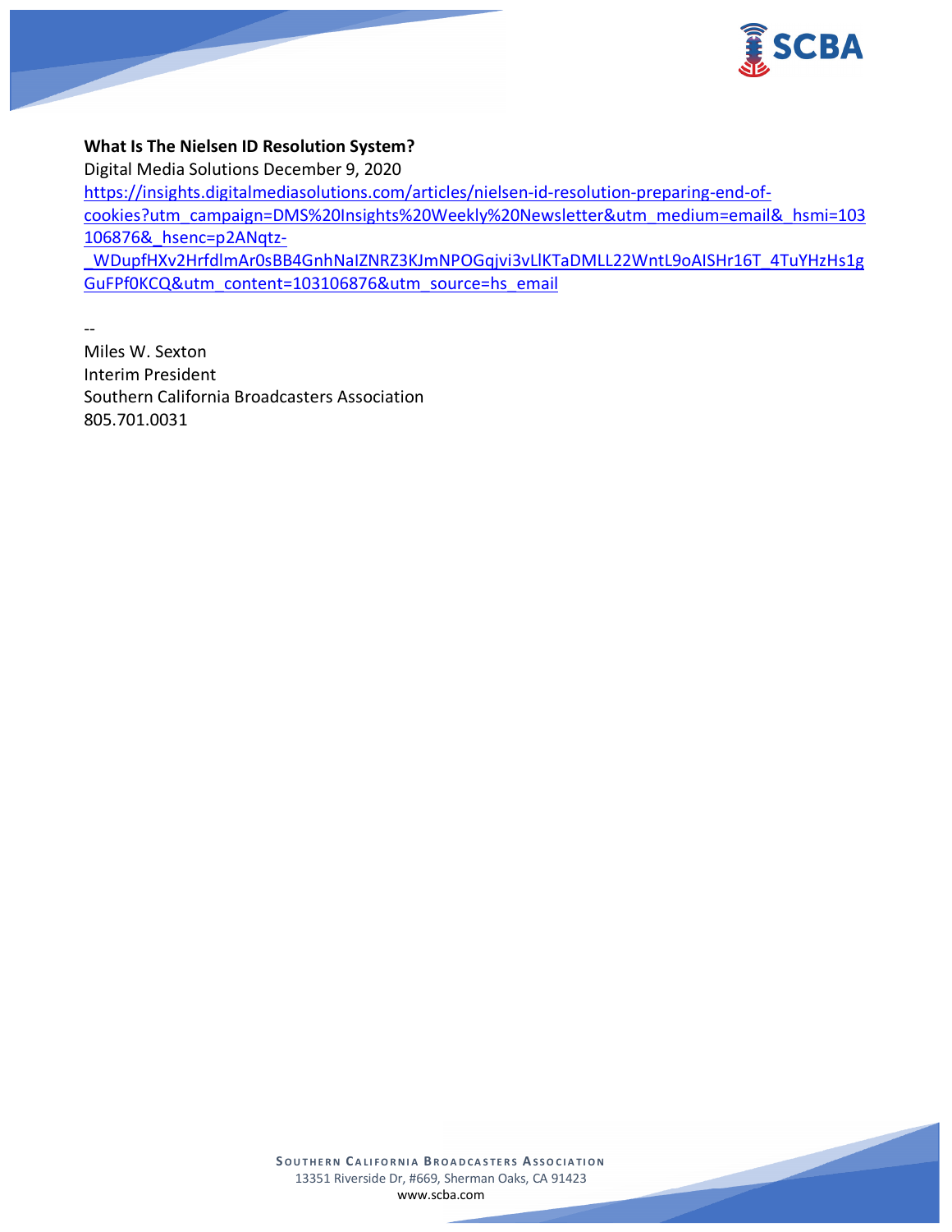**What Is The Nielsen ID Resolution System?**

Digital Media Solutions December 9, 2020

https://insights.digitalmediasolutions.com/articles/nielsen-id-resolution-preparing-end-of-cookies?utm_campaign=DMS%20Insights%20Weekly%20Newsletter&utm_medium=email&_hsmi=103106876&_hsenc=p2ANqtz-_WDupfHXv2HrfdlmAr0sBB4GnhNaIZNRZ3KJmNPOGqjvi3vLlKTaDMLL22WntL9oAISHr16T_4TuYHzHs1gGuFPf0KCQ&utm_content=103106876&utm_source=hs_email

--

Miles W. Sexton
Interim President
Southern California Broadcasters Association
805.701.0031